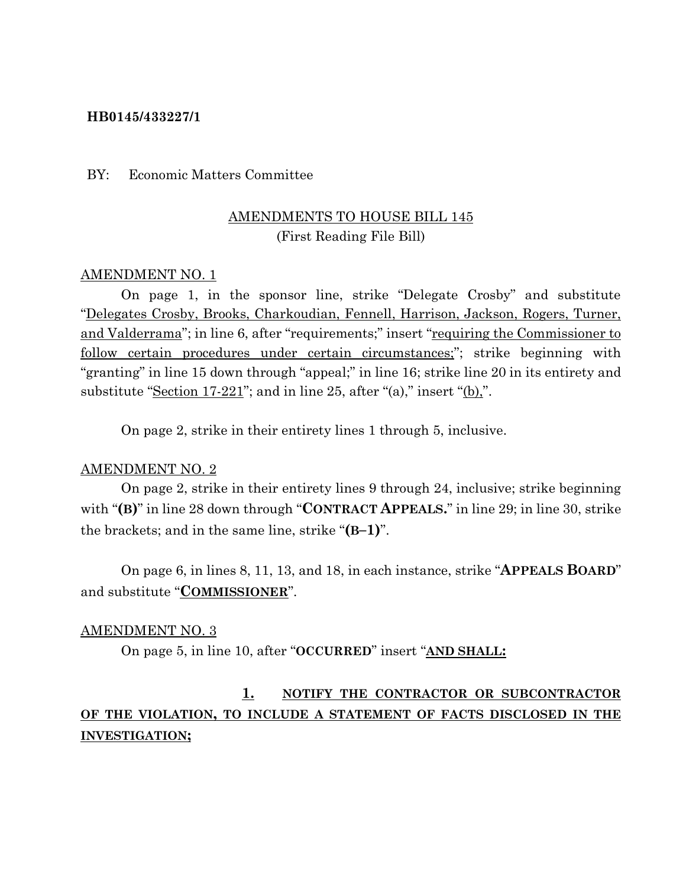**HB0145/433227/1**

BY: Economic Matters Committee

AMENDMENTS TO HOUSE BILL 145
(First Reading File Bill)

AMENDMENT NO. 1

On page 1, in the sponsor line, strike "Delegate Crosby" and substitute "Delegates Crosby, Brooks, Charkoudian, Fennell, Harrison, Jackson, Rogers, Turner, and Valderrama"; in line 6, after "requirements;" insert "requiring the Commissioner to follow certain procedures under certain circumstances;"; strike beginning with "granting" in line 15 down through "appeal;" in line 16; strike line 20 in its entirety and substitute "Section 17-221"; and in line 25, after "(a)," insert "(b),".

On page 2, strike in their entirety lines 1 through 5, inclusive.

AMENDMENT NO. 2

On page 2, strike in their entirety lines 9 through 24, inclusive; strike beginning with "**(B)**" in line 28 down through "**CONTRACT APPEALS.**" in line 29; in line 30, strike the brackets; and in the same line, strike "**(B–1)**".

On page 6, in lines 8, 11, 13, and 18, in each instance, strike "**APPEALS BOARD**" and substitute "**COMMISSIONER**".

AMENDMENT NO. 3

On page 5, in line 10, after "**OCCURRED**" insert "**AND SHALL:**

**1. NOTIFY THE CONTRACTOR OR SUBCONTRACTOR OF THE VIOLATION, TO INCLUDE A STATEMENT OF FACTS DISCLOSED IN THE INVESTIGATION;**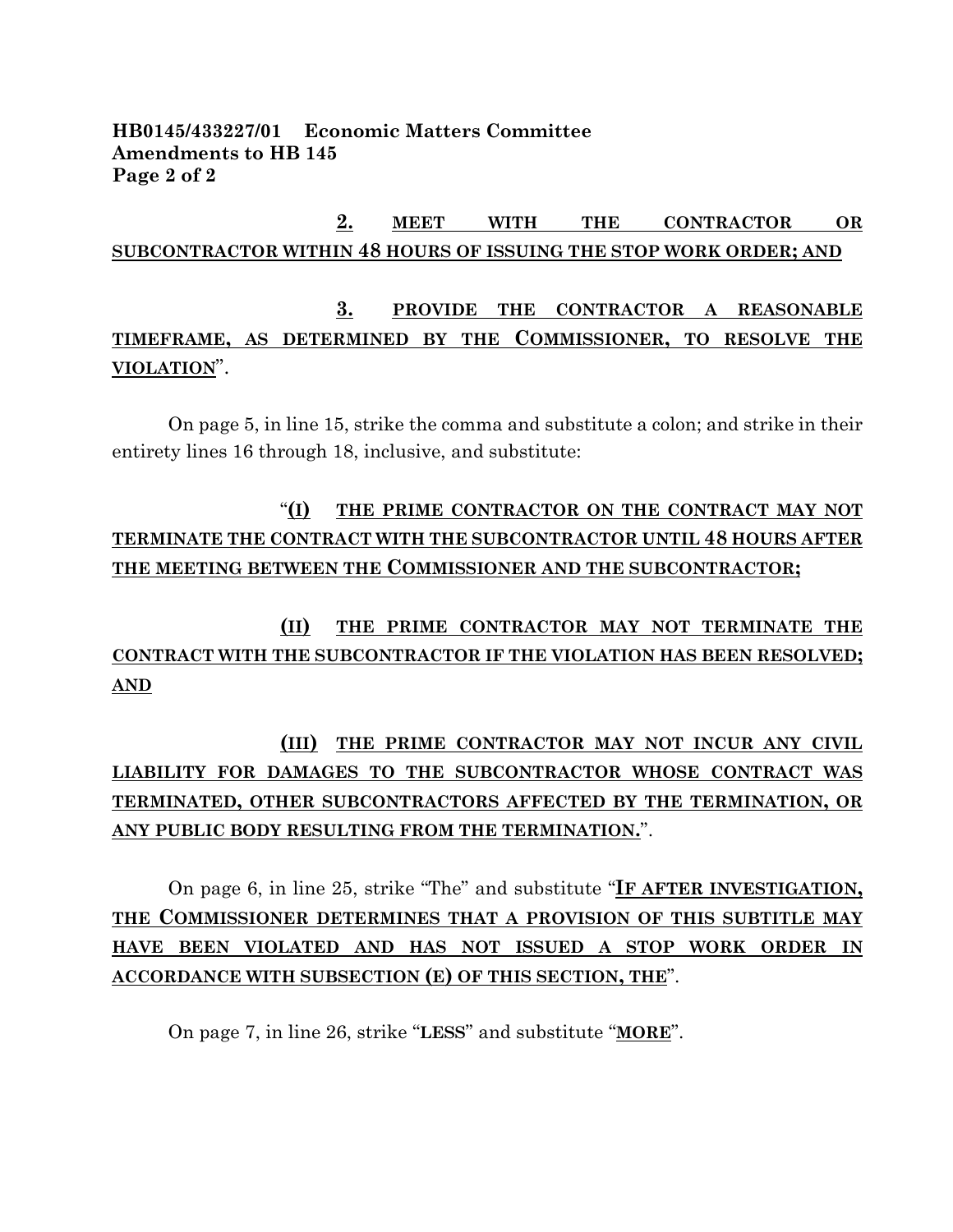**HB0145/433227/01 Economic Matters Committee**
**Amendments to HB 145**

<u>**2.**</u> <u>MEET WITH THE CONTRACTOR OR SUBCONTRACTOR WITHIN 48 HOURS OF ISSUING THE STOP WORK ORDER; AND</u>

<u>**3.**</u> <u>PROVIDE THE CONTRACTOR A REASONABLE TIMEFRAME, AS DETERMINED BY THE COMMISSIONER, TO RESOLVE THE VIOLATION</u>".

On page 5, in line 15, strike the comma and substitute a colon; and strike in their entirety lines 16 through 18, inclusive, and substitute:

"<u>**(I)**</u> <u>THE PRIME CONTRACTOR ON THE CONTRACT MAY NOT TERMINATE THE CONTRACT WITH THE SUBCONTRACTOR UNTIL 48 HOURS AFTER THE MEETING BETWEEN THE COMMISSIONER AND THE SUBCONTRACTOR;</u>

<u>**(II)**</u> <u>THE PRIME CONTRACTOR MAY NOT TERMINATE THE CONTRACT WITH THE SUBCONTRACTOR IF THE VIOLATION HAS BEEN RESOLVED; AND</u>

<u>**(III)**</u> <u>THE PRIME CONTRACTOR MAY NOT INCUR ANY CIVIL LIABILITY FOR DAMAGES TO THE SUBCONTRACTOR WHOSE CONTRACT WAS TERMINATED, OTHER SUBCONTRACTORS AFFECTED BY THE TERMINATION, OR ANY PUBLIC BODY RESULTING FROM THE TERMINATION.</u>".

On page 6, in line 25, strike "The" and substitute "<u>**IF AFTER INVESTIGATION, THE COMMISSIONER DETERMINES THAT A PROVISION OF THIS SUBTITLE MAY HAVE BEEN VIOLATED AND HAS NOT ISSUED A STOP WORK ORDER IN ACCORDANCE WITH SUBSECTION (E) OF THIS SECTION, THE**</u>".

On page 7, in line 26, strike "**LESS**" and substitute "<u>**MORE**</u>".